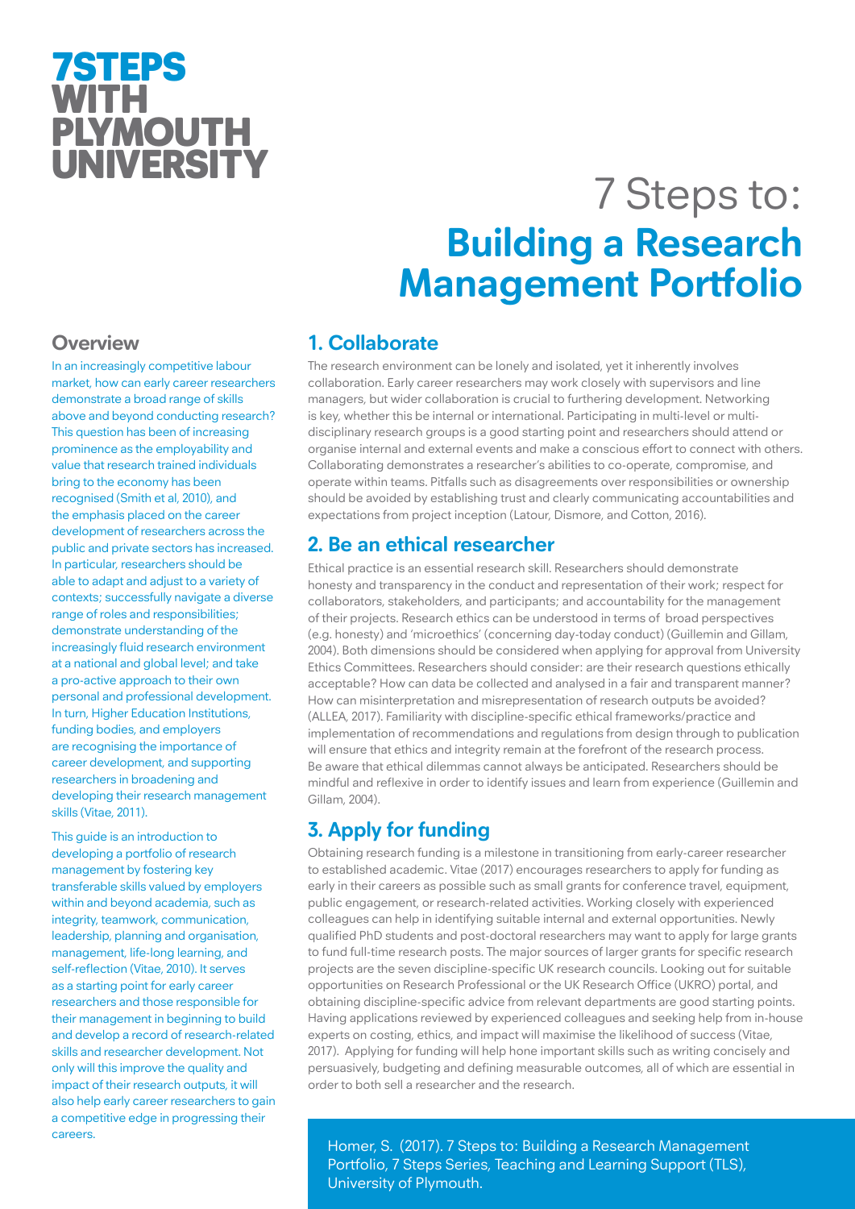# 7STEPS WITH PLYMOUTH UNIVERSITY

# 7 Steps to: **Building a Research Management Portfolio**

## Overview

In an increasingly competitive labour market, how can early career researchers demonstrate a broad range of skills above and beyond conducting research? This question has been of increasing prominence as the employability and value that research trained individuals bring to the economy has been recognised (Smith et al, 2010), and the emphasis placed on the career development of researchers across the public and private sectors has increased. In particular, researchers should be able to adapt and adjust to a variety of contexts; successfully navigate a diverse range of roles and responsibilities; demonstrate understanding of the increasingly fluid research environment at a national and global level; and take a pro-active approach to their own personal and professional development. In turn, Higher Education Institutions, funding bodies, and employers are recognising the importance of career development, and supporting researchers in broadening and developing their research management skills (Vitae, 2011).

This guide is an introduction to developing a portfolio of research management by fostering key transferable skills valued by employers within and beyond academia, such as integrity, teamwork, communication, leadership, planning and organisation, management, life-long learning, and self-reflection (Vitae, 2010). It serves as a starting point for early career researchers and those responsible for their management in beginning to build and develop a record of research-related skills and researcher development. Not only will this improve the quality and impact of their research outputs, it will also help early career researchers to gain a competitive edge in progressing their careers.

## 1. Collaborate

The research environment can be lonely and isolated, yet it inherently involves collaboration. Early career researchers may work closely with supervisors and line managers, but wider collaboration is crucial to furthering development. Networking is key, whether this be internal or international. Participating in multi-level or multi-disciplinary research groups is a good starting point and researchers should attend or organise internal and external events and make a conscious effort to connect with others. Collaborating demonstrates a researcher's abilities to co-operate, compromise, and operate within teams. Pitfalls such as disagreements over responsibilities or ownership should be avoided by establishing trust and clearly communicating accountabilities and expectations from project inception (Latour, Dismore, and Cotton, 2016).

## 2. Be an ethical researcher

Ethical practice is an essential research skill. Researchers should demonstrate honesty and transparency in the conduct and representation of their work; respect for collaborators, stakeholders, and participants; and accountability for the management of their projects. Research ethics can be understood in terms of broad perspectives (e.g. honesty) and 'microethics' (concerning day-today conduct) (Guillemin and Gillam, 2004). Both dimensions should be considered when applying for approval from University Ethics Committees. Researchers should consider: are their research questions ethically acceptable? How can data be collected and analysed in a fair and transparent manner? How can misinterpretation and misrepresentation of research outputs be avoided? (ALLEA, 2017). Familiarity with discipline-specific ethical frameworks/practice and implementation of recommendations and regulations from design through to publication will ensure that ethics and integrity remain at the forefront of the research process. Be aware that ethical dilemmas cannot always be anticipated. Researchers should be mindful and reflexive in order to identify issues and learn from experience (Guillemin and Gillam, 2004).

## 3. Apply for funding

Obtaining research funding is a milestone in transitioning from early-career researcher to established academic. Vitae (2017) encourages researchers to apply for funding as early in their careers as possible such as small grants for conference travel, equipment, public engagement, or research-related activities. Working closely with experienced colleagues can help in identifying suitable internal and external opportunities. Newly qualified PhD students and post-doctoral researchers may want to apply for large grants to fund full-time research posts. The major sources of larger grants for specific research projects are the seven discipline-specific UK research councils. Looking out for suitable opportunities on Research Professional or the UK Research Office (UKRO) portal, and obtaining discipline-specific advice from relevant departments are good starting points. Having applications reviewed by experienced colleagues and seeking help from in-house experts on costing, ethics, and impact will maximise the likelihood of success (Vitae, 2017). Applying for funding will help hone important skills such as writing concisely and persuasively, budgeting and defining measurable outcomes, all of which are essential in order to both sell a researcher and the research.

Homer, S. (2017). 7 Steps to: Building a Research Management Portfolio, 7 Steps Series, Teaching and Learning Support (TLS), University of Plymouth.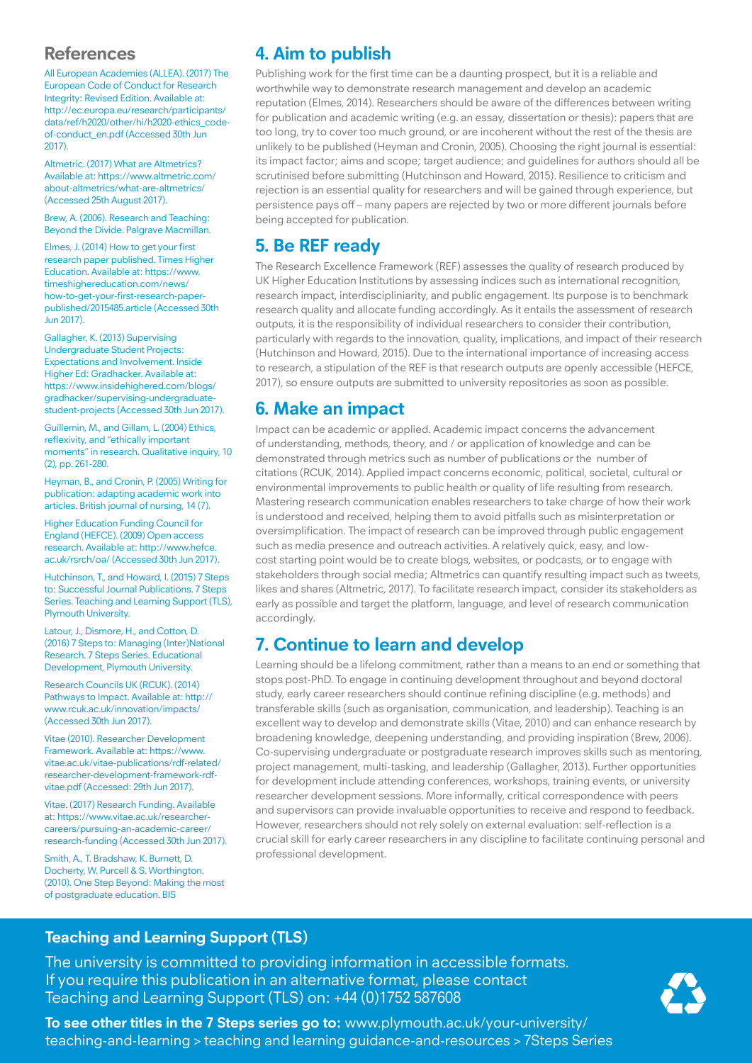## References

All European Academies (ALLEA). (2017) The European Code of Conduct for Research Integrity: Revised Edition. Available at: http://ec.europa.eu/research/participants/data/ref/h2020/other/hi/h2020-ethics_code-of-conduct_en.pdf (Accessed 30th Jun 2017).

Altmetric. (2017) What are Altmetrics? Available at: https://www.altmetric.com/about-altmetrics/what-are-altmetrics/ (Accessed 25th August 2017).

Brew, A. (2006). Research and Teaching: Beyond the Divide. Palgrave Macmillan.

Elmes, J. (2014) How to get your first research paper published. Times Higher Education. Available at: https://www.timeshighereducation.com/news/how-to-get-your-first-research-paper-published/2015485.article (Accessed 30th Jun 2017).

Gallagher, K. (2013) Supervising Undergraduate Student Projects: Expectations and Involvement. Inside Higher Ed: Gradhacker. Available at: https://www.insidehighered.com/blogs/gradhacker/supervising-undergraduate-student-projects (Accessed 30th Jun 2017).

Guillemin, M., and Gillam, L. (2004) Ethics, reflexivity, and "ethically important moments" in research. Qualitative inquiry, 10 (2), pp. 261-280.

Heyman, B., and Cronin, P. (2005) Writing for publication: adapting academic work into articles. British journal of nursing, 14 (7).

Higher Education Funding Council for England (HEFCE). (2009) Open access research. Available at: http://www.hefce.ac.uk/rsrch/oa/ (Accessed 30th Jun 2017).

Hutchinson, T., and Howard, I. (2015) 7 Steps to: Successful Journal Publications. 7 Steps Series. Teaching and Learning Support (TLS), Plymouth University.

Latour, J., Dismore, H., and Cotton, D. (2016) 7 Steps to: Managing (Inter)National Research. 7 Steps Series. Educational Development, Plymouth University.

Research Councils UK (RCUK). (2014) Pathways to Impact. Available at: http://www.rcuk.ac.uk/innovation/impacts/ (Accessed 30th Jun 2017).

Vitae (2010). Researcher Development Framework. Available at: https://www.vitae.ac.uk/vitae-publications/rdf-related/researcher-development-framework-rdf-vitae.pdf (Accessed: 29th Jun 2017).

Vitae. (2017) Research Funding. Available at: https://www.vitae.ac.uk/researcher-careers/pursuing-an-academic-career/research-funding (Accessed 30th Jun 2017).

Smith, A., T. Bradshaw, K. Burnett, D. Docherty, W. Purcell & S. Worthington. (2010). One Step Beyond: Making the most of postgraduate education. BIS

## 4. Aim to publish

Publishing work for the first time can be a daunting prospect, but it is a reliable and worthwhile way to demonstrate research management and develop an academic reputation (Elmes, 2014). Researchers should be aware of the differences between writing for publication and academic writing (e.g. an essay, dissertation or thesis): papers that are too long, try to cover too much ground, or are incoherent without the rest of the thesis are unlikely to be published (Heyman and Cronin, 2005). Choosing the right journal is essential: its impact factor; aims and scope; target audience; and guidelines for authors should all be scrutinised before submitting (Hutchinson and Howard, 2015). Resilience to criticism and rejection is an essential quality for researchers and will be gained through experience, but persistence pays off – many papers are rejected by two or more different journals before being accepted for publication.

## 5. Be REF ready

The Research Excellence Framework (REF) assesses the quality of research produced by UK Higher Education Institutions by assessing indices such as international recognition, research impact, interdisciplinarity, and public engagement. Its purpose is to benchmark research quality and allocate funding accordingly. As it entails the assessment of research outputs, it is the responsibility of individual researchers to consider their contribution, particularly with regards to the innovation, quality, implications, and impact of their research (Hutchinson and Howard, 2015). Due to the international importance of increasing access to research, a stipulation of the REF is that research outputs are openly accessible (HEFCE, 2017), so ensure outputs are submitted to university repositories as soon as possible.

## 6. Make an impact

Impact can be academic or applied. Academic impact concerns the advancement of understanding, methods, theory, and / or application of knowledge and can be demonstrated through metrics such as number of publications or the number of citations (RCUK, 2014). Applied impact concerns economic, political, societal, cultural or environmental improvements to public health or quality of life resulting from research. Mastering research communication enables researchers to take charge of how their work is understood and received, helping them to avoid pitfalls such as misinterpretation or oversimplification. The impact of research can be improved through public engagement such as media presence and outreach activities. A relatively quick, easy, and low-cost starting point would be to create blogs, websites, or podcasts, or to engage with stakeholders through social media; Altmetrics can quantify resulting impact such as tweets, likes and shares (Altmetric, 2017). To facilitate research impact, consider its stakeholders as early as possible and target the platform, language, and level of research communication accordingly.

## 7. Continue to learn and develop

Learning should be a lifelong commitment, rather than a means to an end or something that stops post-PhD. To engage in continuing development throughout and beyond doctoral study, early career researchers should continue refining discipline (e.g. methods) and transferable skills (such as organisation, communication, and leadership). Teaching is an excellent way to develop and demonstrate skills (Vitae, 2010) and can enhance research by broadening knowledge, deepening understanding, and providing inspiration (Brew, 2006). Co-supervising undergraduate or postgraduate research improves skills such as mentoring, project management, multi-tasking, and leadership (Gallagher, 2013). Further opportunities for development include attending conferences, workshops, training events, or university researcher development sessions. More informally, critical correspondence with peers and supervisors can provide invaluable opportunities to receive and respond to feedback. However, researchers should not rely solely on external evaluation: self-reflection is a crucial skill for early career researchers in any discipline to facilitate continuing personal and professional development.

### Teaching and Learning Support (TLS)

The university is committed to providing information in accessible formats. If you require this publication in an alternative format, please contact Teaching and Learning Support (TLS) on: +44 (0)1752 587608

**To see other titles in the 7 Steps series go to:** www.plymouth.ac.uk/your-university/teaching-and-learning > teaching and learning guidance-and-resources > 7Steps Series